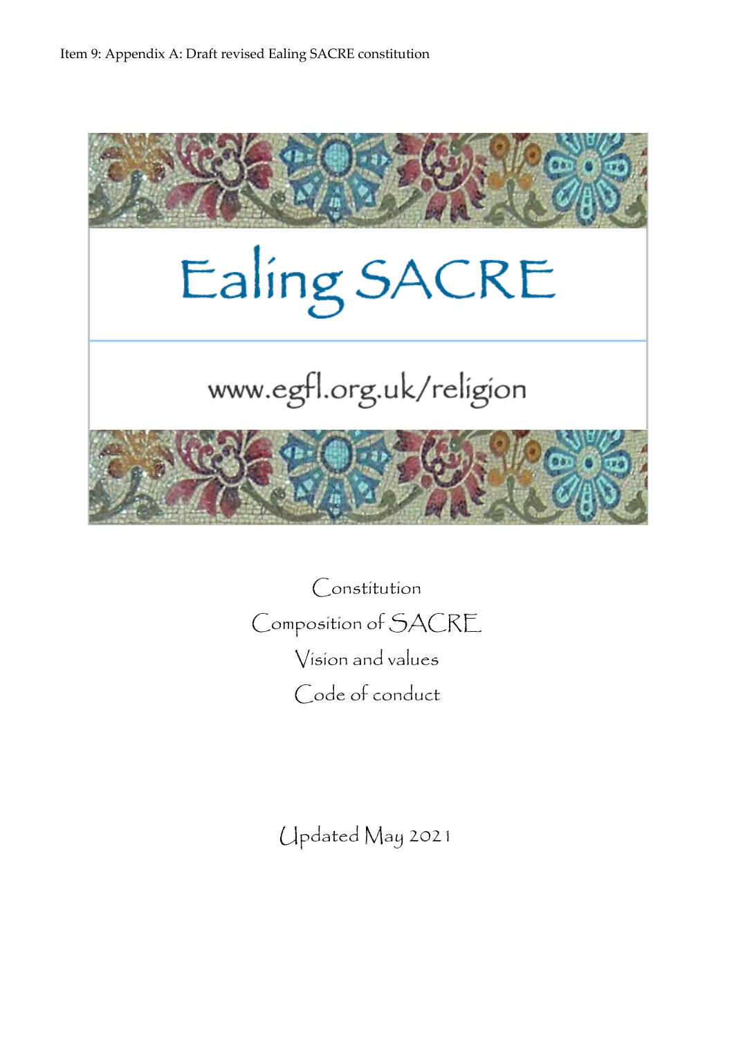Item 9: Appendix A: Draft revised Ealing SACRE constitution

# Ealing SACRE

www.egfl.org.uk/religion

Constitution

Composition of SACRE

Vision and values

Code of conduct

Updated May 2021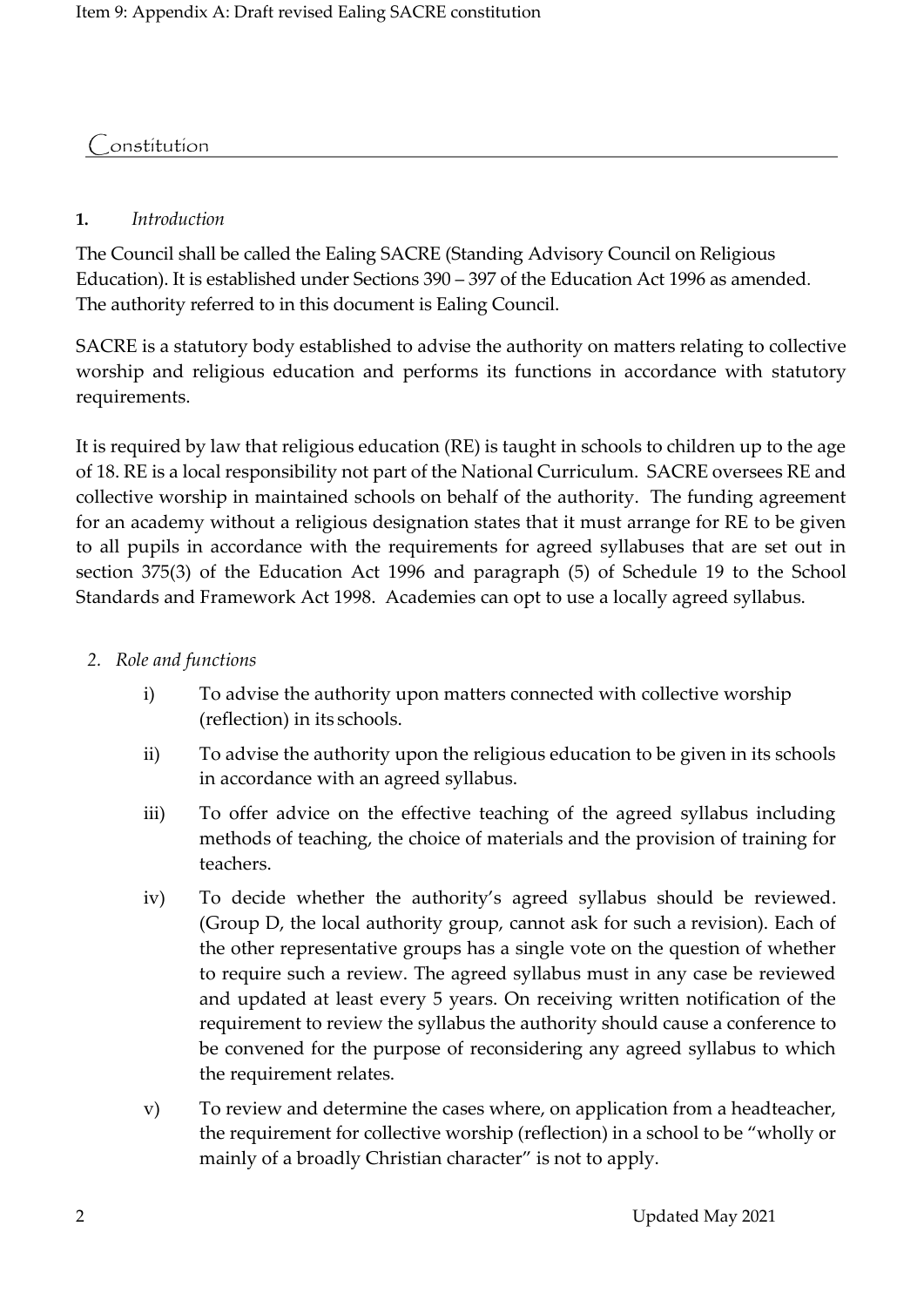## Constitution

### 1. *Introduction*

The Council shall be called the Ealing SACRE (Standing Advisory Council on Religious Education). It is established under Sections 390 – 397 of the Education Act 1996 as amended. The authority referred to in this document is Ealing Council.

SACRE is a statutory body established to advise the authority on matters relating to collective worship and religious education and performs its functions in accordance with statutory requirements.

It is required by law that religious education (RE) is taught in schools to children up to the age of 18. RE is a local responsibility not part of the National Curriculum. SACRE oversees RE and collective worship in maintained schools on behalf of the authority. The funding agreement for an academy without a religious designation states that it must arrange for RE to be given to all pupils in accordance with the requirements for agreed syllabuses that are set out in section 375(3) of the Education Act 1996 and paragraph (5) of Schedule 19 to the School Standards and Framework Act 1998. Academies can opt to use a locally agreed syllabus.

### 2. *Role and functions*

i) To advise the authority upon matters connected with collective worship (reflection) in its schools.

ii) To advise the authority upon the religious education to be given in its schools in accordance with an agreed syllabus.

iii) To offer advice on the effective teaching of the agreed syllabus including methods of teaching, the choice of materials and the provision of training for teachers.

iv) To decide whether the authority's agreed syllabus should be reviewed. (Group D, the local authority group, cannot ask for such a revision). Each of the other representative groups has a single vote on the question of whether to require such a review. The agreed syllabus must in any case be reviewed and updated at least every 5 years. On receiving written notification of the requirement to review the syllabus the authority should cause a conference to be convened for the purpose of reconsidering any agreed syllabus to which the requirement relates.

v) To review and determine the cases where, on application from a headteacher, the requirement for collective worship (reflection) in a school to be "wholly or mainly of a broadly Christian character" is not to apply.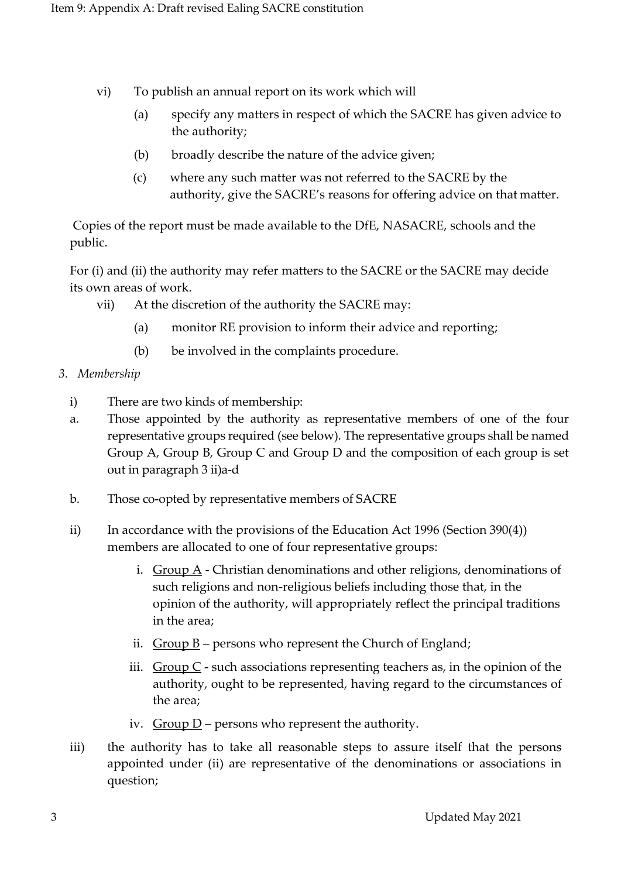vi) To publish an annual report on its work which will

   (a) specify any matters in respect of which the SACRE has given advice to the authority;

   (b) broadly describe the nature of the advice given;

   (c) where any such matter was not referred to the SACRE by the authority, give the SACRE's reasons for offering advice on that matter.

Copies of the report must be made available to the DfE, NASACRE, schools and the public.

For (i) and (ii) the authority may refer matters to the SACRE or the SACRE may decide its own areas of work.

vii) At the discretion of the authority the SACRE may:

   (a) monitor RE provision to inform their advice and reporting;

   (b) be involved in the complaints procedure.

3. *Membership*

i) There are two kinds of membership:

a. Those appointed by the authority as representative members of one of the four representative groups required (see below). The representative groups shall be named Group A, Group B, Group C and Group D and the composition of each group is set out in paragraph 3 ii)a-d

b. Those co-opted by representative members of SACRE

ii) In accordance with the provisions of the Education Act 1996 (Section 390(4)) members are allocated to one of four representative groups:

   i. Group A - Christian denominations and other religions, denominations of such religions and non-religious beliefs including those that, in the opinion of the authority, will appropriately reflect the principal traditions in the area;

   ii. Group B – persons who represent the Church of England;

   iii. Group C - such associations representing teachers as, in the opinion of the authority, ought to be represented, having regard to the circumstances of the area;

   iv. Group D – persons who represent the authority.

iii) the authority has to take all reasonable steps to assure itself that the persons appointed under (ii) are representative of the denominations or associations in question;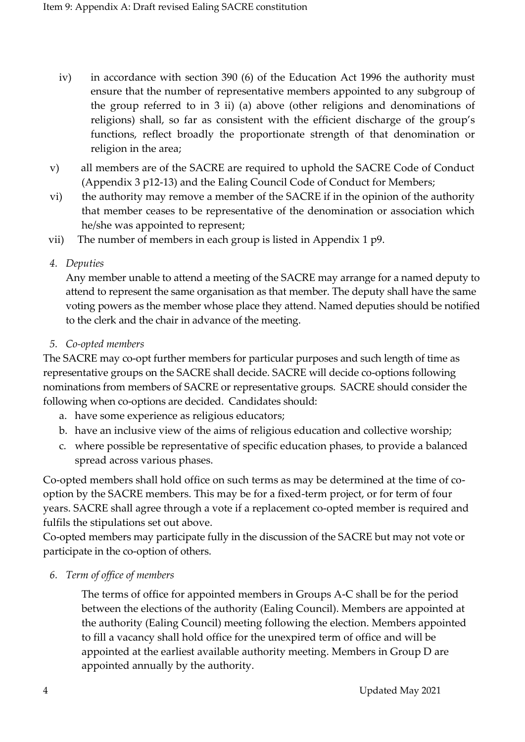iv) in accordance with section 390 (6) of the Education Act 1996 the authority must ensure that the number of representative members appointed to any subgroup of the group referred to in 3 ii) (a) above (other religions and denominations of religions) shall, so far as consistent with the efficient discharge of the group's functions, reflect broadly the proportionate strength of that denomination or religion in the area;

v) all members are of the SACRE are required to uphold the SACRE Code of Conduct (Appendix 3 p12-13) and the Ealing Council Code of Conduct for Members;

vi) the authority may remove a member of the SACRE if in the opinion of the authority that member ceases to be representative of the denomination or association which he/she was appointed to represent;

vii) The number of members in each group is listed in Appendix 1 p9.

4. *Deputies*

Any member unable to attend a meeting of the SACRE may arrange for a named deputy to attend to represent the same organisation as that member. The deputy shall have the same voting powers as the member whose place they attend. Named deputies should be notified to the clerk and the chair in advance of the meeting.

5. *Co-opted members*

The SACRE may co-opt further members for particular purposes and such length of time as representative groups on the SACRE shall decide. SACRE will decide co-options following nominations from members of SACRE or representative groups. SACRE should consider the following when co-options are decided. Candidates should:

a. have some experience as religious educators;
b. have an inclusive view of the aims of religious education and collective worship;
c. where possible be representative of specific education phases, to provide a balanced spread across various phases.

Co-opted members shall hold office on such terms as may be determined at the time of co-option by the SACRE members. This may be for a fixed-term project, or for term of four years. SACRE shall agree through a vote if a replacement co-opted member is required and fulfils the stipulations set out above.

Co-opted members may participate fully in the discussion of the SACRE but may not vote or participate in the co-option of others.

6. *Term of office of members*

The terms of office for appointed members in Groups A-C shall be for the period between the elections of the authority (Ealing Council). Members are appointed at the authority (Ealing Council) meeting following the election. Members appointed to fill a vacancy shall hold office for the unexpired term of office and will be appointed at the earliest available authority meeting. Members in Group D are appointed annually by the authority.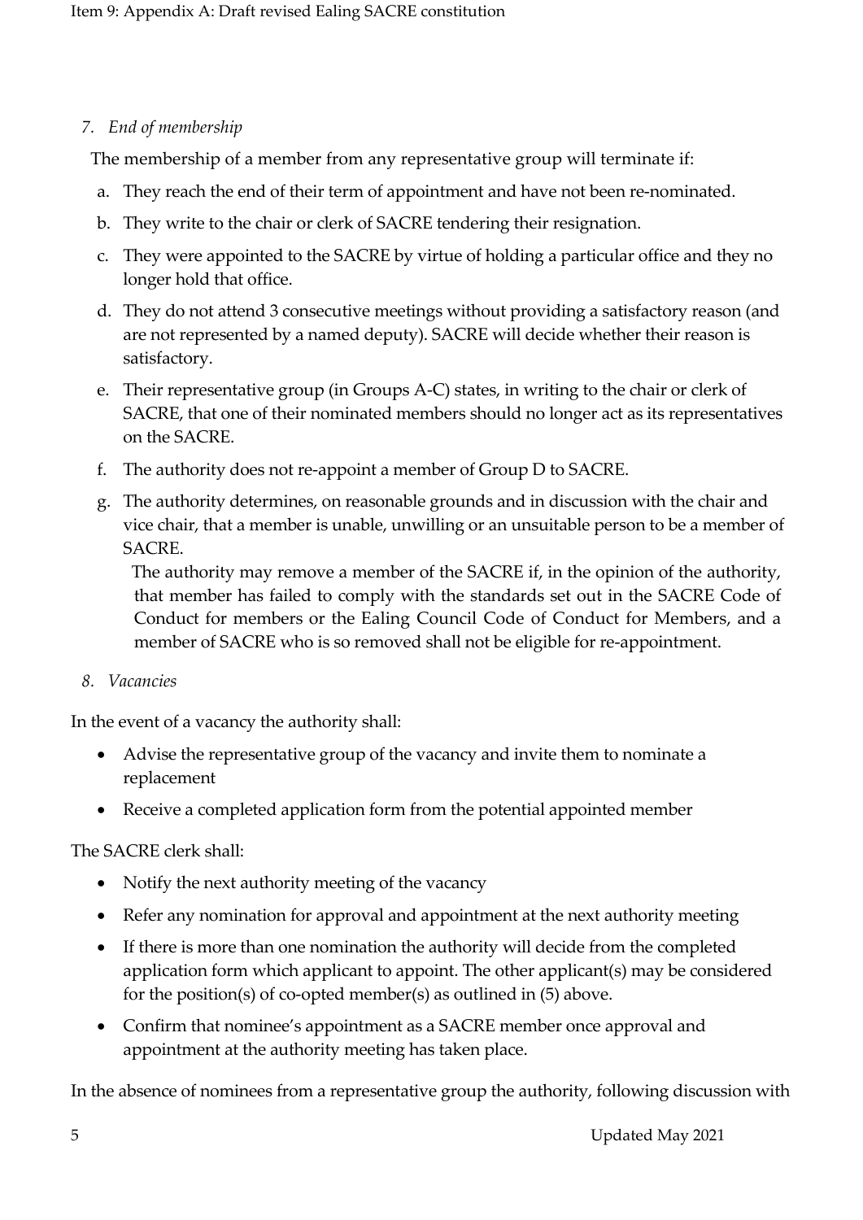*7. End of membership*

The membership of a member from any representative group will terminate if:

a. They reach the end of their term of appointment and have not been re-nominated.

b. They write to the chair or clerk of SACRE tendering their resignation.

c. They were appointed to the SACRE by virtue of holding a particular office and they no longer hold that office.

d. They do not attend 3 consecutive meetings without providing a satisfactory reason (and are not represented by a named deputy). SACRE will decide whether their reason is satisfactory.

e. Their representative group (in Groups A-C) states, in writing to the chair or clerk of SACRE, that one of their nominated members should no longer act as its representatives on the SACRE.

f. The authority does not re-appoint a member of Group D to SACRE.

g. The authority determines, on reasonable grounds and in discussion with the chair and vice chair, that a member is unable, unwilling or an unsuitable person to be a member of SACRE.

   The authority may remove a member of the SACRE if, in the opinion of the authority, that member has failed to comply with the standards set out in the SACRE Code of Conduct for members or the Ealing Council Code of Conduct for Members, and a member of SACRE who is so removed shall not be eligible for re-appointment.

*8. Vacancies*

In the event of a vacancy the authority shall:

- Advise the representative group of the vacancy and invite them to nominate a replacement
- Receive a completed application form from the potential appointed member

The SACRE clerk shall:

- Notify the next authority meeting of the vacancy
- Refer any nomination for approval and appointment at the next authority meeting
- If there is more than one nomination the authority will decide from the completed application form which applicant to appoint. The other applicant(s) may be considered for the position(s) of co-opted member(s) as outlined in (5) above.
- Confirm that nominee's appointment as a SACRE member once approval and appointment at the authority meeting has taken place.

In the absence of nominees from a representative group the authority, following discussion with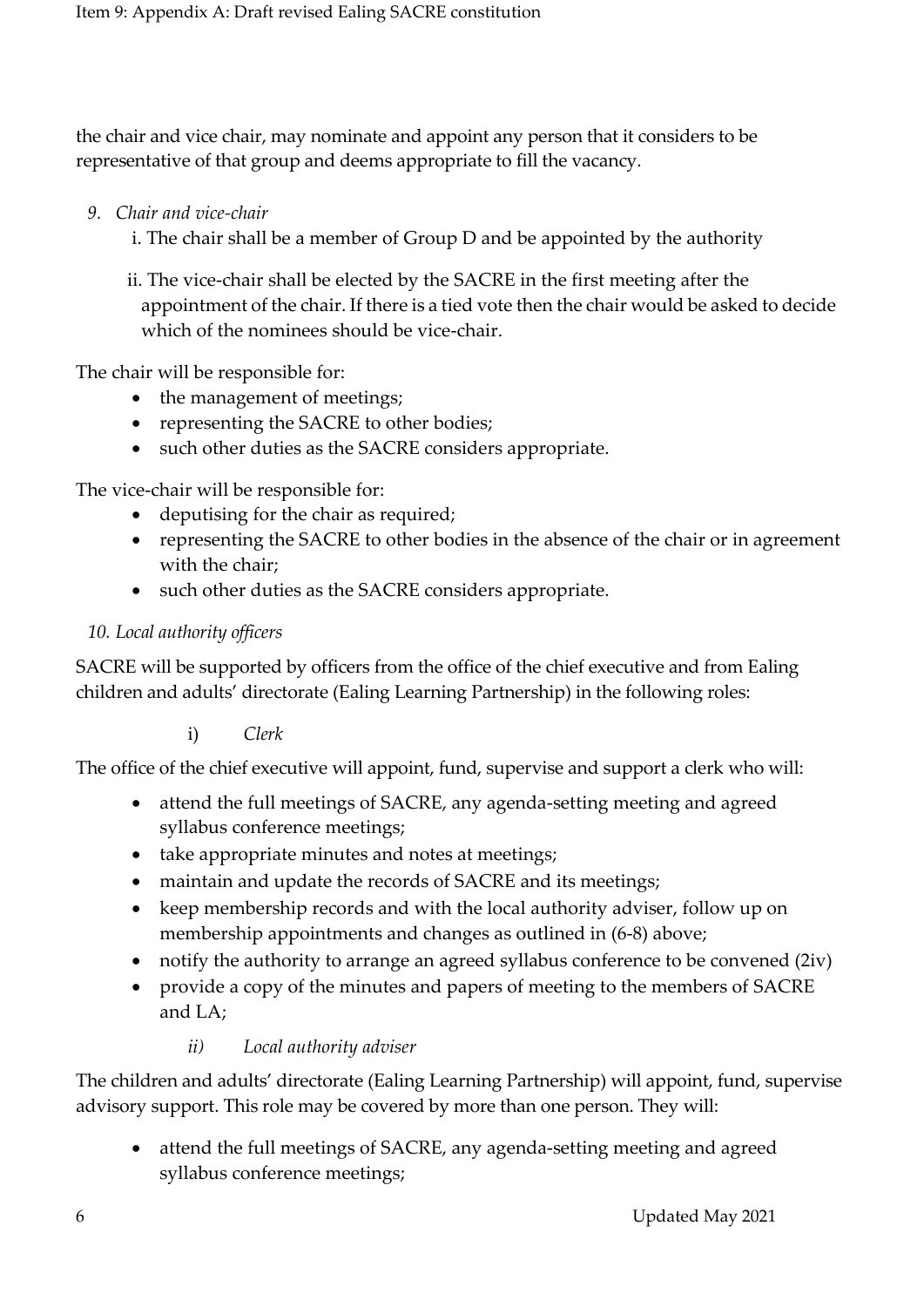the chair and vice chair, may nominate and appoint any person that it considers to be representative of that group and deems appropriate to fill the vacancy.

9. *Chair and vice-chair*

   i. The chair shall be a member of Group D and be appointed by the authority

   ii. The vice-chair shall be elected by the SACRE in the first meeting after the appointment of the chair. If there is a tied vote then the chair would be asked to decide which of the nominees should be vice-chair.

The chair will be responsible for:

- the management of meetings;
- representing the SACRE to other bodies;
- such other duties as the SACRE considers appropriate.

The vice-chair will be responsible for:

- deputising for the chair as required;
- representing the SACRE to other bodies in the absence of the chair or in agreement with the chair;
- such other duties as the SACRE considers appropriate.

10. *Local authority officers*

SACRE will be supported by officers from the office of the chief executive and from Ealing children and adults' directorate (Ealing Learning Partnership) in the following roles:

i) *Clerk*

The office of the chief executive will appoint, fund, supervise and support a clerk who will:

- attend the full meetings of SACRE, any agenda-setting meeting and agreed syllabus conference meetings;
- take appropriate minutes and notes at meetings;
- maintain and update the records of SACRE and its meetings;
- keep membership records and with the local authority adviser, follow up on membership appointments and changes as outlined in (6-8) above;
- notify the authority to arrange an agreed syllabus conference to be convened (2iv)
- provide a copy of the minutes and papers of meeting to the members of SACRE and LA;

ii) *Local authority adviser*

The children and adults' directorate (Ealing Learning Partnership) will appoint, fund, supervise advisory support. This role may be covered by more than one person. They will:

- attend the full meetings of SACRE, any agenda-setting meeting and agreed syllabus conference meetings;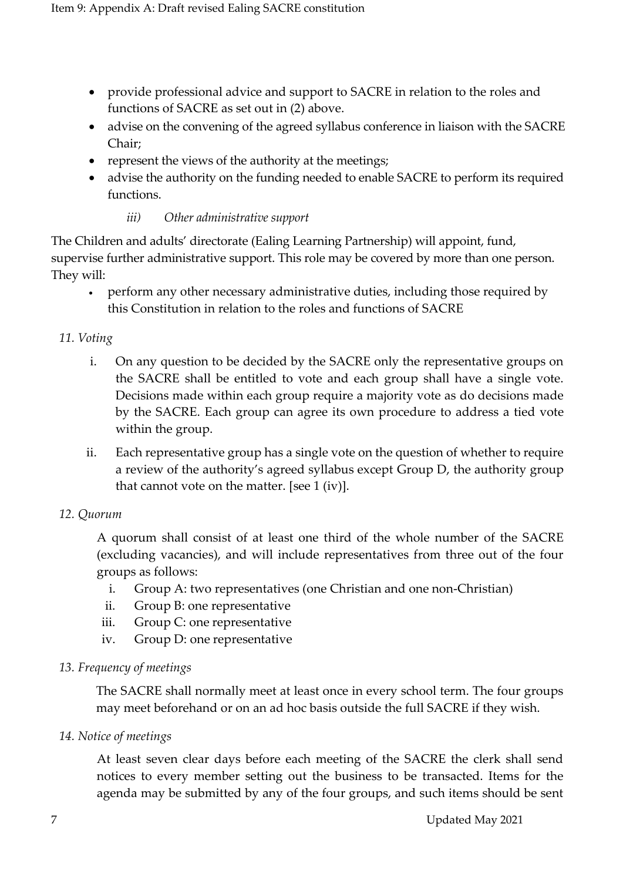- provide professional advice and support to SACRE in relation to the roles and functions of SACRE as set out in (2) above.
- advise on the convening of the agreed syllabus conference in liaison with the SACRE Chair;
- represent the views of the authority at the meetings;
- advise the authority on the funding needed to enable SACRE to perform its required functions.

*iii) Other administrative support*

The Children and adults' directorate (Ealing Learning Partnership) will appoint, fund, supervise further administrative support. This role may be covered by more than one person. They will:

- perform any other necessary administrative duties, including those required by this Constitution in relation to the roles and functions of SACRE

*11. Voting*

i. On any question to be decided by the SACRE only the representative groups on the SACRE shall be entitled to vote and each group shall have a single vote. Decisions made within each group require a majority vote as do decisions made by the SACRE. Each group can agree its own procedure to address a tied vote within the group.

ii. Each representative group has a single vote on the question of whether to require a review of the authority's agreed syllabus except Group D, the authority group that cannot vote on the matter. [see 1 (iv)].

*12. Quorum*

A quorum shall consist of at least one third of the whole number of the SACRE (excluding vacancies), and will include representatives from three out of the four groups as follows:

i. Group A: two representatives (one Christian and one non-Christian)
ii. Group B: one representative
iii. Group C: one representative
iv. Group D: one representative

*13. Frequency of meetings*

The SACRE shall normally meet at least once in every school term. The four groups may meet beforehand or on an ad hoc basis outside the full SACRE if they wish.

*14. Notice of meetings*

At least seven clear days before each meeting of the SACRE the clerk shall send notices to every member setting out the business to be transacted. Items for the agenda may be submitted by any of the four groups, and such items should be sent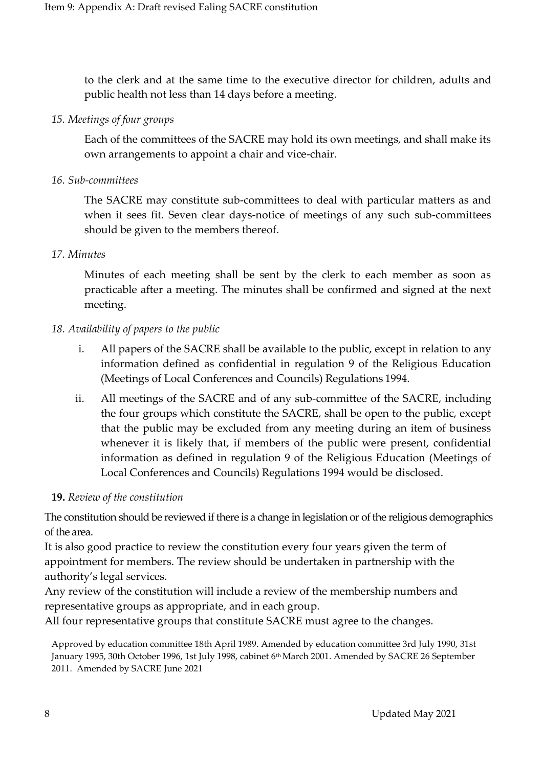to the clerk and at the same time to the executive director for children, adults and public health not less than 14 days before a meeting.

*15. Meetings of four groups*

Each of the committees of the SACRE may hold its own meetings, and shall make its own arrangements to appoint a chair and vice-chair.

*16. Sub-committees*

The SACRE may constitute sub-committees to deal with particular matters as and when it sees fit. Seven clear days-notice of meetings of any such sub-committees should be given to the members thereof.

*17. Minutes*

Minutes of each meeting shall be sent by the clerk to each member as soon as practicable after a meeting. The minutes shall be confirmed and signed at the next meeting.

*18. Availability of papers to the public*

i. All papers of the SACRE shall be available to the public, except in relation to any information defined as confidential in regulation 9 of the Religious Education (Meetings of Local Conferences and Councils) Regulations 1994.

ii. All meetings of the SACRE and of any sub-committee of the SACRE, including the four groups which constitute the SACRE, shall be open to the public, except that the public may be excluded from any meeting during an item of business whenever it is likely that, if members of the public were present, confidential information as defined in regulation 9 of the Religious Education (Meetings of Local Conferences and Councils) Regulations 1994 would be disclosed.

**19.** *Review of the constitution*

The constitution should be reviewed if there is a change in legislation or of the religious demographics of the area.

It is also good practice to review the constitution every four years given the term of appointment for members. The review should be undertaken in partnership with the authority's legal services.

Any review of the constitution will include a review of the membership numbers and representative groups as appropriate, and in each group.

All four representative groups that constitute SACRE must agree to the changes.

Approved by education committee 18th April 1989. Amended by education committee 3rd July 1990, 31st January 1995, 30th October 1996, 1st July 1998, cabinet 6th March 2001. Amended by SACRE 26 September 2011. Amended by SACRE June 2021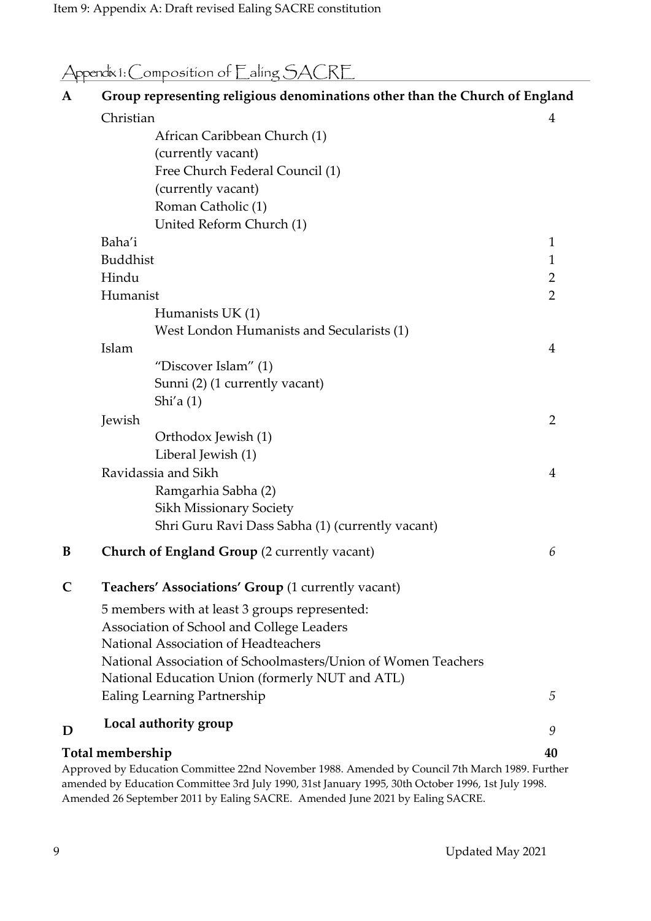## Appendix 1: Composition of Ealing SACRE

| | | |
|---|---|---|
| **A** | **Group representing religious denominations other than the Church of England** | |
| | Christian | 4 |
| | African Caribbean Church (1) (currently vacant) | |
| | Free Church Federal Council (1) (currently vacant) | |
| | Roman Catholic (1) | |
| | United Reform Church (1) | |
| | Baha'i | 1 |
| | Buddhist | 1 |
| | Hindu | 2 |
| | Humanist | 2 |
| | Humanists UK (1) | |
| | West London Humanists and Secularists (1) | |
| | Islam | 4 |
| | "Discover Islam" (1) | |
| | Sunni (2) (1 currently vacant) | |
| | Shi'a (1) | |
| | Jewish | 2 |
| | Orthodox Jewish (1) | |
| | Liberal Jewish (1) | |
| | Ravidassia and Sikh | 4 |
| | Ramgarhia Sabha (2) | |
| | Sikh Missionary Society | |
| | Shri Guru Ravi Dass Sabha (1) (currently vacant) | |
| **B** | **Church of England Group** (2 currently vacant) | *6* |
| **C** | **Teachers' Associations' Group** (1 currently vacant) | |
| | 5 members with at least 3 groups represented: | |
| | Association of School and College Leaders | |
| | National Association of Headteachers | |
| | National Association of Schoolmasters/Union of Women Teachers | |
| | National Education Union (formerly NUT and ATL) | |
| | Ealing Learning Partnership | *5* |
| **D** | **Local authority group** | *9* |
| | **Total membership** | **40** |

Approved by Education Committee 22nd November 1988. Amended by Council 7th March 1989. Further amended by Education Committee 3rd July 1990, 31st January 1995, 30th October 1996, 1st July 1998. Amended 26 September 2011 by Ealing SACRE. Amended June 2021 by Ealing SACRE.

Updated May 2021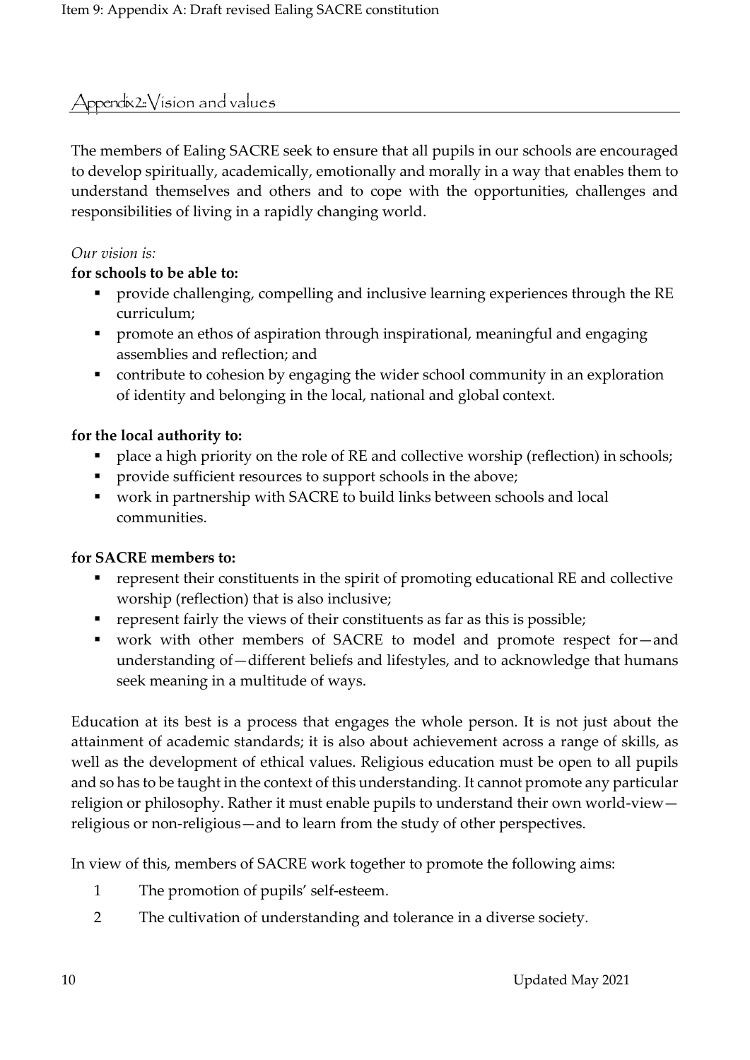## Appendix 2: Vision and values

The members of Ealing SACRE seek to ensure that all pupils in our schools are encouraged to develop spiritually, academically, emotionally and morally in a way that enables them to understand themselves and others and to cope with the opportunities, challenges and responsibilities of living in a rapidly changing world.

*Our vision is:*

**for schools to be able to:**

- provide challenging, compelling and inclusive learning experiences through the RE curriculum;
- promote an ethos of aspiration through inspirational, meaningful and engaging assemblies and reflection; and
- contribute to cohesion by engaging the wider school community in an exploration of identity and belonging in the local, national and global context.

**for the local authority to:**

- place a high priority on the role of RE and collective worship (reflection) in schools;
- provide sufficient resources to support schools in the above;
- work in partnership with SACRE to build links between schools and local communities.

**for SACRE members to:**

- represent their constituents in the spirit of promoting educational RE and collective worship (reflection) that is also inclusive;
- represent fairly the views of their constituents as far as this is possible;
- work with other members of SACRE to model and promote respect for—and understanding of—different beliefs and lifestyles, and to acknowledge that humans seek meaning in a multitude of ways.

Education at its best is a process that engages the whole person. It is not just about the attainment of academic standards; it is also about achievement across a range of skills, as well as the development of ethical values. Religious education must be open to all pupils and so has to be taught in the context of this understanding. It cannot promote any particular religion or philosophy. Rather it must enable pupils to understand their own world-view—religious or non-religious—and to learn from the study of other perspectives.

In view of this, members of SACRE work together to promote the following aims:

1. The promotion of pupils' self-esteem.
2. The cultivation of understanding and tolerance in a diverse society.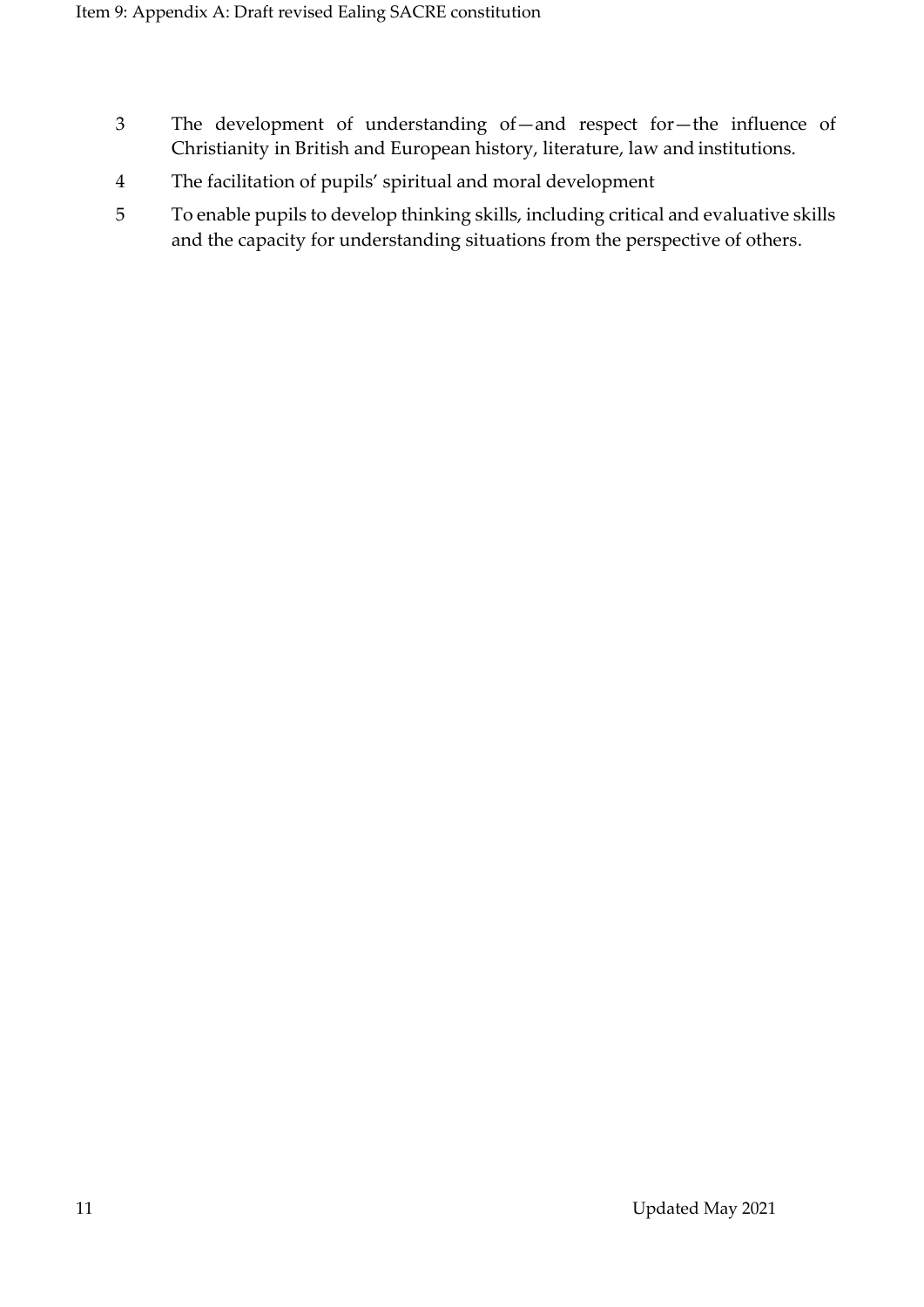3. The development of understanding of—and respect for—the influence of Christianity in British and European history, literature, law and institutions.
4. The facilitation of pupils' spiritual and moral development
5. To enable pupils to develop thinking skills, including critical and evaluative skills and the capacity for understanding situations from the perspective of others.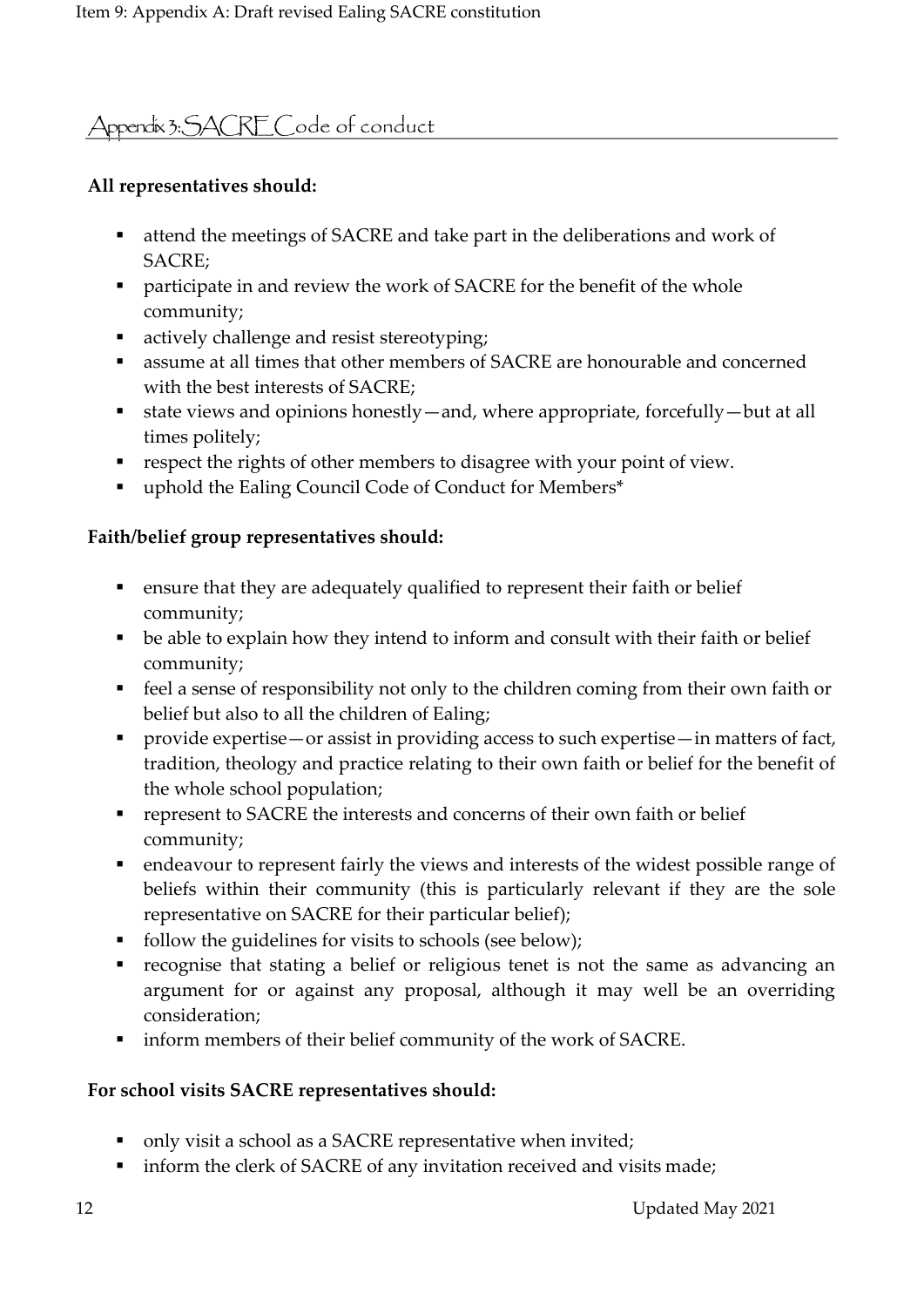## Appendix 3: SACRE Code of conduct

**All representatives should:**

- attend the meetings of SACRE and take part in the deliberations and work of SACRE;
- participate in and review the work of SACRE for the benefit of the whole community;
- actively challenge and resist stereotyping;
- assume at all times that other members of SACRE are honourable and concerned with the best interests of SACRE;
- state views and opinions honestly—and, where appropriate, forcefully—but at all times politely;
- respect the rights of other members to disagree with your point of view.
- uphold the Ealing Council Code of Conduct for Members*

**Faith/belief group representatives should:**

- ensure that they are adequately qualified to represent their faith or belief community;
- be able to explain how they intend to inform and consult with their faith or belief community;
- feel a sense of responsibility not only to the children coming from their own faith or belief but also to all the children of Ealing;
- provide expertise—or assist in providing access to such expertise—in matters of fact, tradition, theology and practice relating to their own faith or belief for the benefit of the whole school population;
- represent to SACRE the interests and concerns of their own faith or belief community;
- endeavour to represent fairly the views and interests of the widest possible range of beliefs within their community (this is particularly relevant if they are the sole representative on SACRE for their particular belief);
- follow the guidelines for visits to schools (see below);
- recognise that stating a belief or religious tenet is not the same as advancing an argument for or against any proposal, although it may well be an overriding consideration;
- inform members of their belief community of the work of SACRE.

**For school visits SACRE representatives should:**

- only visit a school as a SACRE representative when invited;
- inform the clerk of SACRE of any invitation received and visits made;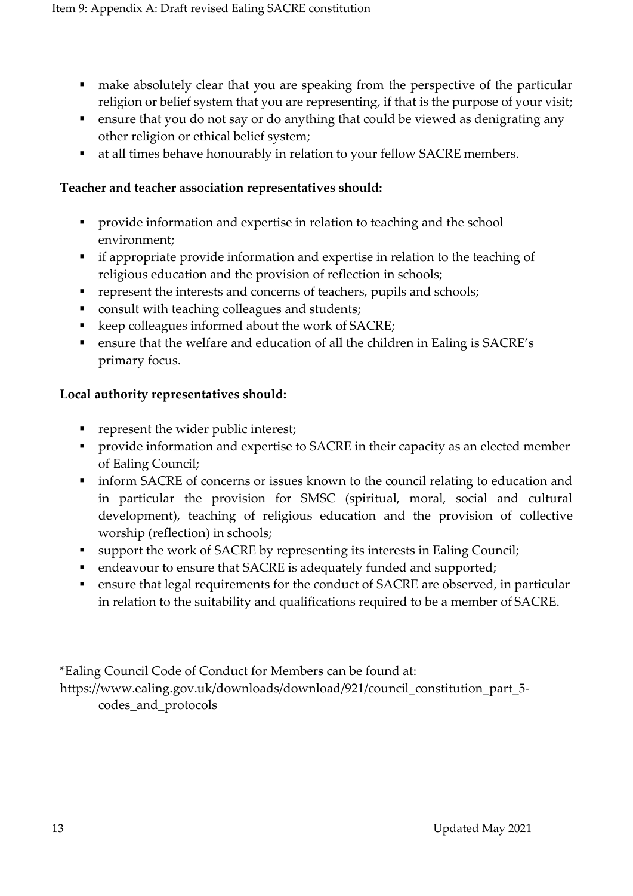- make absolutely clear that you are speaking from the perspective of the particular religion or belief system that you are representing, if that is the purpose of your visit;
- ensure that you do not say or do anything that could be viewed as denigrating any other religion or ethical belief system;
- at all times behave honourably in relation to your fellow SACRE members.

**Teacher and teacher association representatives should:**

- provide information and expertise in relation to teaching and the school environment;
- if appropriate provide information and expertise in relation to the teaching of religious education and the provision of reflection in schools;
- represent the interests and concerns of teachers, pupils and schools;
- consult with teaching colleagues and students;
- keep colleagues informed about the work of SACRE;
- ensure that the welfare and education of all the children in Ealing is SACRE's primary focus.

**Local authority representatives should:**

- represent the wider public interest;
- provide information and expertise to SACRE in their capacity as an elected member of Ealing Council;
- inform SACRE of concerns or issues known to the council relating to education and in particular the provision for SMSC (spiritual, moral, social and cultural development), teaching of religious education and the provision of collective worship (reflection) in schools;
- support the work of SACRE by representing its interests in Ealing Council;
- endeavour to ensure that SACRE is adequately funded and supported;
- ensure that legal requirements for the conduct of SACRE are observed, in particular in relation to the suitability and qualifications required to be a member of SACRE.

*Ealing Council Code of Conduct for Members can be found at:
https://www.ealing.gov.uk/downloads/download/921/council_constitution_part_5-codes_and_protocols